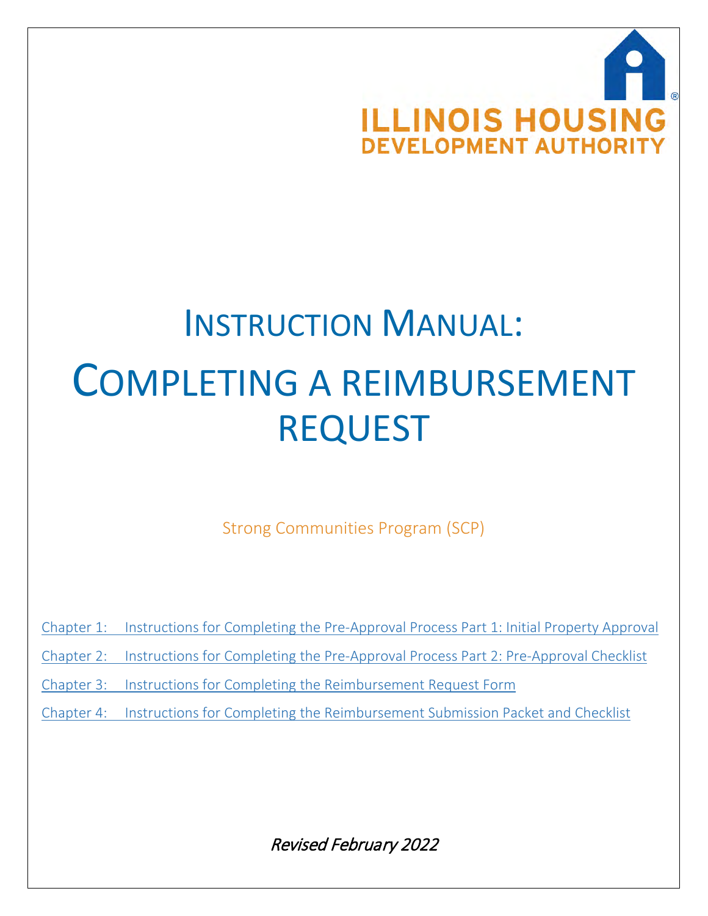ILLINOIS HOUSING DEVELOPMENT AUTHORITY

# INSTRUCTION MANUAL:

# COMPLETING A REIMBURSEMENT REQUEST

Strong Communities Program (SCP)

Chapter 1: Instructions for Completing the Pre-Approval Process Part 1: Initial Property Approval

Chapter 2: Instructions for Completing the Pre-Approval Process Part 2: Pre-Approval Checklist

Chapter 3: Instructions for Completing the Reimbursement Request Form

Chapter 4: Instructions for Completing the Reimbursement Submission Packet and Checklist

*Revised February 2022*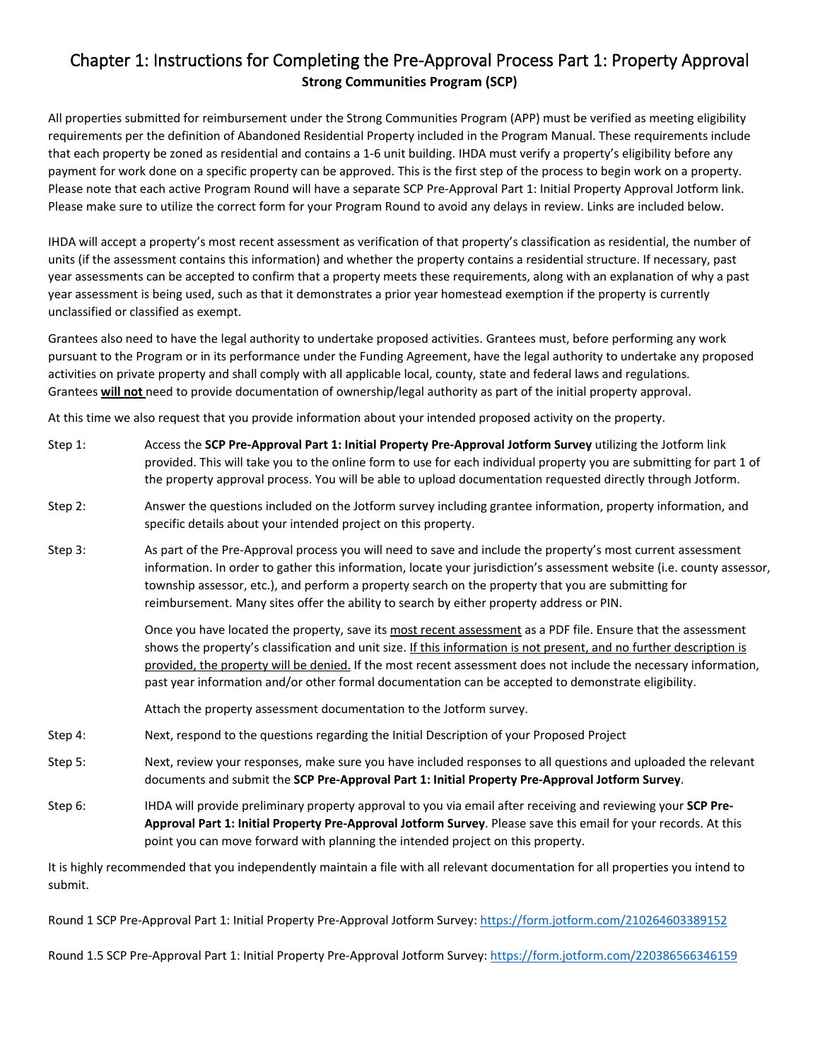# Chapter 1: Instructions for Completing the Pre-Approval Process Part 1: Property Approval

**Strong Communities Program (SCP)**

All properties submitted for reimbursement under the Strong Communities Program (APP) must be verified as meeting eligibility requirements per the definition of Abandoned Residential Property included in the Program Manual. These requirements include that each property be zoned as residential and contains a 1-6 unit building. IHDA must verify a property's eligibility before any payment for work done on a specific property can be approved. This is the first step of the process to begin work on a property. Please note that each active Program Round will have a separate SCP Pre-Approval Part 1: Initial Property Approval Jotform link. Please make sure to utilize the correct form for your Program Round to avoid any delays in review. Links are included below.

IHDA will accept a property's most recent assessment as verification of that property's classification as residential, the number of units (if the assessment contains this information) and whether the property contains a residential structure. If necessary, past year assessments can be accepted to confirm that a property meets these requirements, along with an explanation of why a past year assessment is being used, such as that it demonstrates a prior year homestead exemption if the property is currently unclassified or classified as exempt.

Grantees also need to have the legal authority to undertake proposed activities. Grantees must, before performing any work pursuant to the Program or in its performance under the Funding Agreement, have the legal authority to undertake any proposed activities on private property and shall comply with all applicable local, county, state and federal laws and regulations. Grantees <u>**will not**</u> need to provide documentation of ownership/legal authority as part of the initial property approval.

At this time we also request that you provide information about your intended proposed activity on the property.

Step 1: Access the **SCP Pre-Approval Part 1: Initial Property Pre-Approval Jotform Survey** utilizing the Jotform link provided. This will take you to the online form to use for each individual property you are submitting for part 1 of the property approval process. You will be able to upload documentation requested directly through Jotform.

Step 2: Answer the questions included on the Jotform survey including grantee information, property information, and specific details about your intended project on this property.

Step 3: As part of the Pre-Approval process you will need to save and include the property's most current assessment information. In order to gather this information, locate your jurisdiction's assessment website (i.e. county assessor, township assessor, etc.), and perform a property search on the property that you are submitting for reimbursement. Many sites offer the ability to search by either property address or PIN.

Once you have located the property, save its <u>most recent assessment</u> as a PDF file. Ensure that the assessment shows the property's classification and unit size. <u>If this information is not present, and no further description is provided, the property will be denied.</u> If the most recent assessment does not include the necessary information, past year information and/or other formal documentation can be accepted to demonstrate eligibility.

Attach the property assessment documentation to the Jotform survey.

Step 4: Next, respond to the questions regarding the Initial Description of your Proposed Project

Step 5: Next, review your responses, make sure you have included responses to all questions and uploaded the relevant documents and submit the **SCP Pre-Approval Part 1: Initial Property Pre-Approval Jotform Survey**.

Step 6: IHDA will provide preliminary property approval to you via email after receiving and reviewing your **SCP Pre-Approval Part 1: Initial Property Pre-Approval Jotform Survey**. Please save this email for your records. At this point you can move forward with planning the intended project on this property.

It is highly recommended that you independently maintain a file with all relevant documentation for all properties you intend to submit.

Round 1 SCP Pre-Approval Part 1: Initial Property Pre-Approval Jotform Survey: https://form.jotform.com/210264603389152

Round 1.5 SCP Pre-Approval Part 1: Initial Property Pre-Approval Jotform Survey: https://form.jotform.com/220386566346159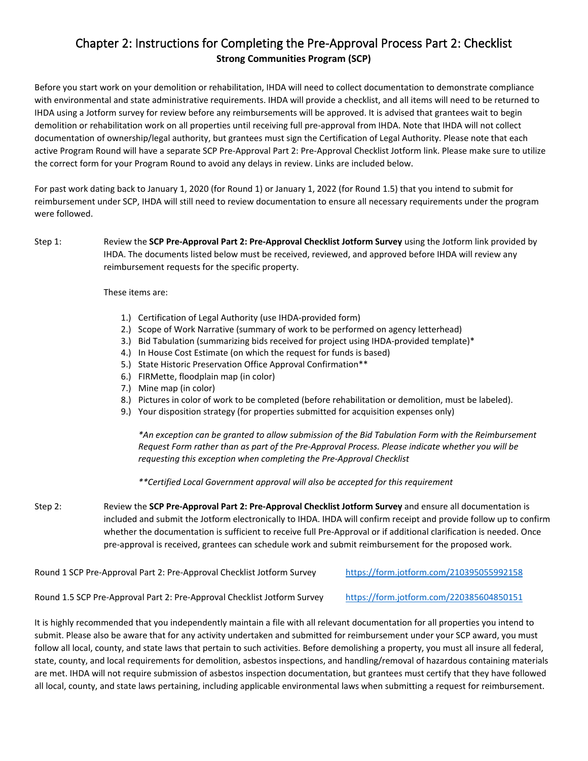# Chapter 2: Instructions for Completing the Pre-Approval Process Part 2: Checklist

**Strong Communities Program (SCP)**

Before you start work on your demolition or rehabilitation, IHDA will need to collect documentation to demonstrate compliance with environmental and state administrative requirements. IHDA will provide a checklist, and all items will need to be returned to IHDA using a Jotform survey for review before any reimbursements will be approved. It is advised that grantees wait to begin demolition or rehabilitation work on all properties until receiving full pre-approval from IHDA. Note that IHDA will not collect documentation of ownership/legal authority, but grantees must sign the Certification of Legal Authority. Please note that each active Program Round will have a separate SCP Pre-Approval Part 2: Pre-Approval Checklist Jotform link. Please make sure to utilize the correct form for your Program Round to avoid any delays in review. Links are included below.

For past work dating back to January 1, 2020 (for Round 1) or January 1, 2022 (for Round 1.5) that you intend to submit for reimbursement under SCP, IHDA will still need to review documentation to ensure all necessary requirements under the program were followed.

Step 1: Review the **SCP Pre-Approval Part 2: Pre-Approval Checklist Jotform Survey** using the Jotform link provided by IHDA. The documents listed below must be received, reviewed, and approved before IHDA will review any reimbursement requests for the specific property.

These items are:

1.) Certification of Legal Authority (use IHDA-provided form)
2.) Scope of Work Narrative (summary of work to be performed on agency letterhead)
3.) Bid Tabulation (summarizing bids received for project using IHDA-provided template)*
4.) In House Cost Estimate (on which the request for funds is based)
5.) State Historic Preservation Office Approval Confirmation**
6.) FIRMette, floodplain map (in color)
7.) Mine map (in color)
8.) Pictures in color of work to be completed (before rehabilitation or demolition, must be labeled).
9.) Your disposition strategy (for properties submitted for acquisition expenses only)

*\*An exception can be granted to allow submission of the Bid Tabulation Form with the Reimbursement Request Form rather than as part of the Pre-Approval Process. Please indicate whether you will be requesting this exception when completing the Pre-Approval Checklist*

*\*\*Certified Local Government approval will also be accepted for this requirement*

Step 2: Review the **SCP Pre-Approval Part 2: Pre-Approval Checklist Jotform Survey** and ensure all documentation is included and submit the Jotform electronically to IHDA. IHDA will confirm receipt and provide follow up to confirm whether the documentation is sufficient to receive full Pre-Approval or if additional clarification is needed. Once pre-approval is received, grantees can schedule work and submit reimbursement for the proposed work.

Round 1 SCP Pre-Approval Part 2: Pre-Approval Checklist Jotform Survey https://form.jotform.com/210395055992158

Round 1.5 SCP Pre-Approval Part 2: Pre-Approval Checklist Jotform Survey https://form.jotform.com/220385604850151

It is highly recommended that you independently maintain a file with all relevant documentation for all properties you intend to submit. Please also be aware that for any activity undertaken and submitted for reimbursement under your SCP award, you must follow all local, county, and state laws that pertain to such activities. Before demolishing a property, you must all insure all federal, state, county, and local requirements for demolition, asbestos inspections, and handling/removal of hazardous containing materials are met. IHDA will not require submission of asbestos inspection documentation, but grantees must certify that they have followed all local, county, and state laws pertaining, including applicable environmental laws when submitting a request for reimbursement.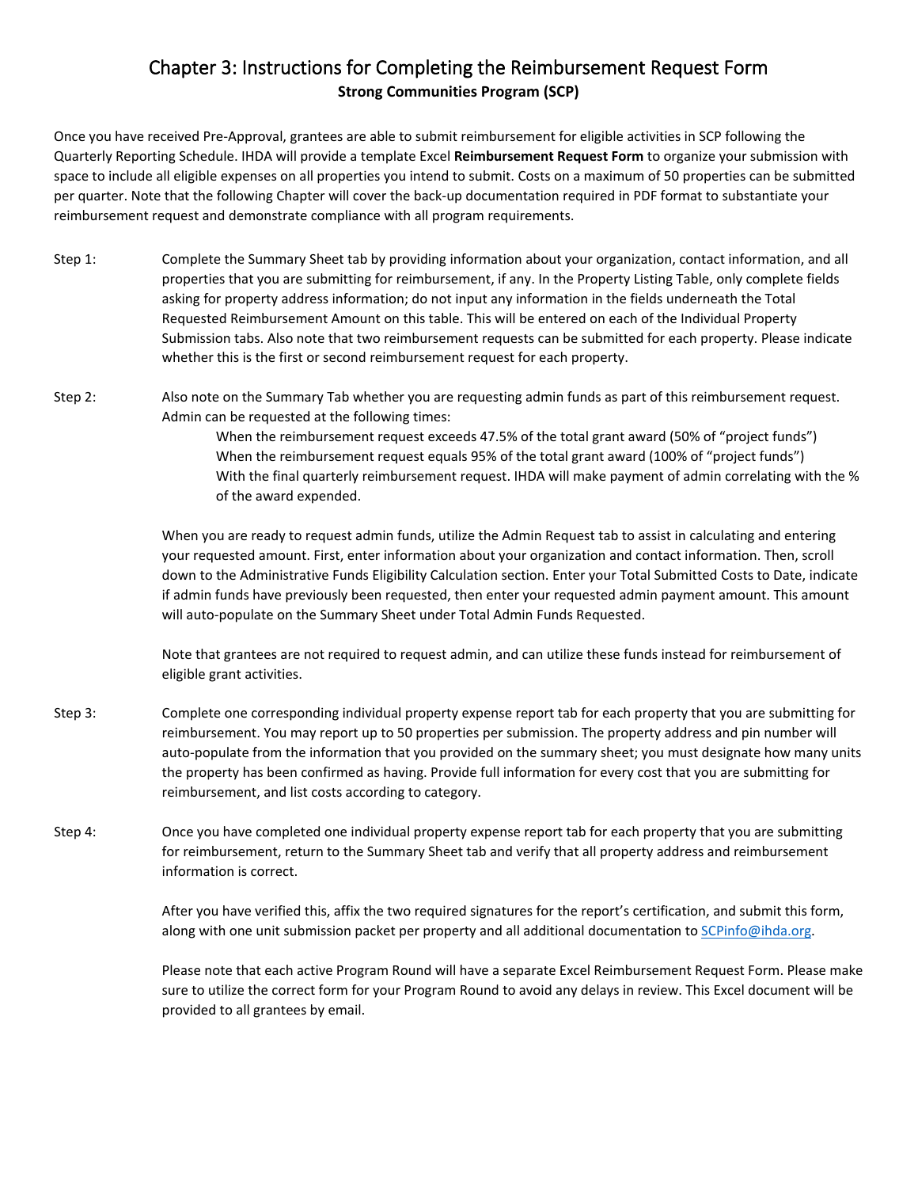# Chapter 3: Instructions for Completing the Reimbursement Request Form

**Strong Communities Program (SCP)**

Once you have received Pre-Approval, grantees are able to submit reimbursement for eligible activities in SCP following the Quarterly Reporting Schedule. IHDA will provide a template Excel **Reimbursement Request Form** to organize your submission with space to include all eligible expenses on all properties you intend to submit. Costs on a maximum of 50 properties can be submitted per quarter. Note that the following Chapter will cover the back-up documentation required in PDF format to substantiate your reimbursement request and demonstrate compliance with all program requirements.

Step 1: Complete the Summary Sheet tab by providing information about your organization, contact information, and all properties that you are submitting for reimbursement, if any. In the Property Listing Table, only complete fields asking for property address information; do not input any information in the fields underneath the Total Requested Reimbursement Amount on this table. This will be entered on each of the Individual Property Submission tabs. Also note that two reimbursement requests can be submitted for each property. Please indicate whether this is the first or second reimbursement request for each property.

Step 2: Also note on the Summary Tab whether you are requesting admin funds as part of this reimbursement request. Admin can be requested at the following times:

- When the reimbursement request exceeds 47.5% of the total grant award (50% of "project funds")
- When the reimbursement request equals 95% of the total grant award (100% of "project funds")
- With the final quarterly reimbursement request. IHDA will make payment of admin correlating with the % of the award expended.

When you are ready to request admin funds, utilize the Admin Request tab to assist in calculating and entering your requested amount. First, enter information about your organization and contact information. Then, scroll down to the Administrative Funds Eligibility Calculation section. Enter your Total Submitted Costs to Date, indicate if admin funds have previously been requested, then enter your requested admin payment amount. This amount will auto-populate on the Summary Sheet under Total Admin Funds Requested.

Note that grantees are not required to request admin, and can utilize these funds instead for reimbursement of eligible grant activities.

Step 3: Complete one corresponding individual property expense report tab for each property that you are submitting for reimbursement. You may report up to 50 properties per submission. The property address and pin number will auto-populate from the information that you provided on the summary sheet; you must designate how many units the property has been confirmed as having. Provide full information for every cost that you are submitting for reimbursement, and list costs according to category.

Step 4: Once you have completed one individual property expense report tab for each property that you are submitting for reimbursement, return to the Summary Sheet tab and verify that all property address and reimbursement information is correct.

After you have verified this, affix the two required signatures for the report's certification, and submit this form, along with one unit submission packet per property and all additional documentation to [SCPinfo@ihda.org](mailto:SCPinfo@ihda.org).

Please note that each active Program Round will have a separate Excel Reimbursement Request Form. Please make sure to utilize the correct form for your Program Round to avoid any delays in review. This Excel document will be provided to all grantees by email.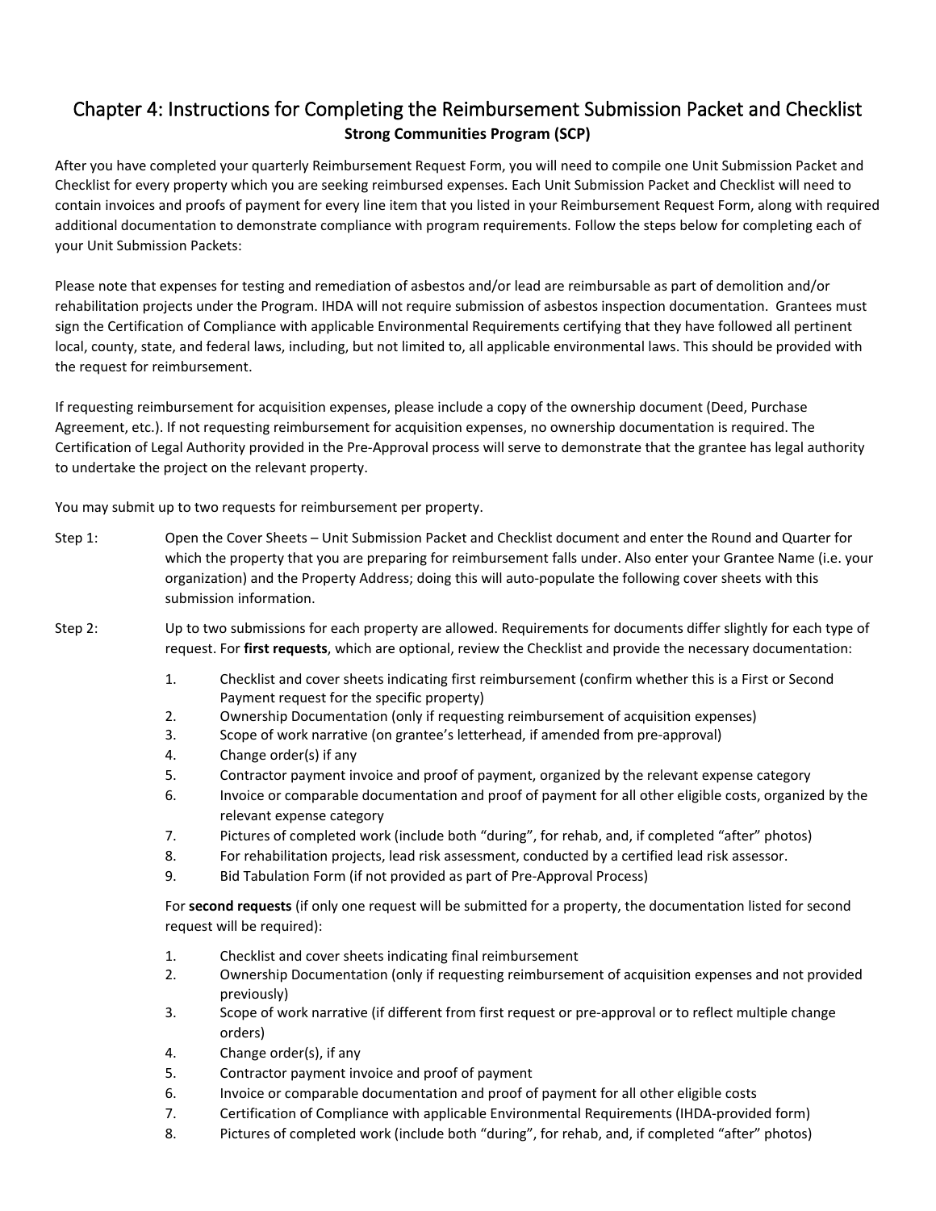# Chapter 4: Instructions for Completing the Reimbursement Submission Packet and Checklist

**Strong Communities Program (SCP)**

After you have completed your quarterly Reimbursement Request Form, you will need to compile one Unit Submission Packet and Checklist for every property which you are seeking reimbursed expenses. Each Unit Submission Packet and Checklist will need to contain invoices and proofs of payment for every line item that you listed in your Reimbursement Request Form, along with required additional documentation to demonstrate compliance with program requirements. Follow the steps below for completing each of your Unit Submission Packets:

Please note that expenses for testing and remediation of asbestos and/or lead are reimbursable as part of demolition and/or rehabilitation projects under the Program. IHDA will not require submission of asbestos inspection documentation. Grantees must sign the Certification of Compliance with applicable Environmental Requirements certifying that they have followed all pertinent local, county, state, and federal laws, including, but not limited to, all applicable environmental laws. This should be provided with the request for reimbursement.

If requesting reimbursement for acquisition expenses, please include a copy of the ownership document (Deed, Purchase Agreement, etc.). If not requesting reimbursement for acquisition expenses, no ownership documentation is required. The Certification of Legal Authority provided in the Pre-Approval process will serve to demonstrate that the grantee has legal authority to undertake the project on the relevant property.

You may submit up to two requests for reimbursement per property.

Step 1: Open the Cover Sheets – Unit Submission Packet and Checklist document and enter the Round and Quarter for which the property that you are preparing for reimbursement falls under. Also enter your Grantee Name (i.e. your organization) and the Property Address; doing this will auto-populate the following cover sheets with this submission information.

Step 2: Up to two submissions for each property are allowed. Requirements for documents differ slightly for each type of request. For **first requests**, which are optional, review the Checklist and provide the necessary documentation:

1. Checklist and cover sheets indicating first reimbursement (confirm whether this is a First or Second Payment request for the specific property)
2. Ownership Documentation (only if requesting reimbursement of acquisition expenses)
3. Scope of work narrative (on grantee's letterhead, if amended from pre-approval)
4. Change order(s) if any
5. Contractor payment invoice and proof of payment, organized by the relevant expense category
6. Invoice or comparable documentation and proof of payment for all other eligible costs, organized by the relevant expense category
7. Pictures of completed work (include both "during", for rehab, and, if completed "after" photos)
8. For rehabilitation projects, lead risk assessment, conducted by a certified lead risk assessor.
9. Bid Tabulation Form (if not provided as part of Pre-Approval Process)

For **second requests** (if only one request will be submitted for a property, the documentation listed for second request will be required):

1. Checklist and cover sheets indicating final reimbursement
2. Ownership Documentation (only if requesting reimbursement of acquisition expenses and not provided previously)
3. Scope of work narrative (if different from first request or pre-approval or to reflect multiple change orders)
4. Change order(s), if any
5. Contractor payment invoice and proof of payment
6. Invoice or comparable documentation and proof of payment for all other eligible costs
7. Certification of Compliance with applicable Environmental Requirements (IHDA-provided form)
8. Pictures of completed work (include both "during", for rehab, and, if completed "after" photos)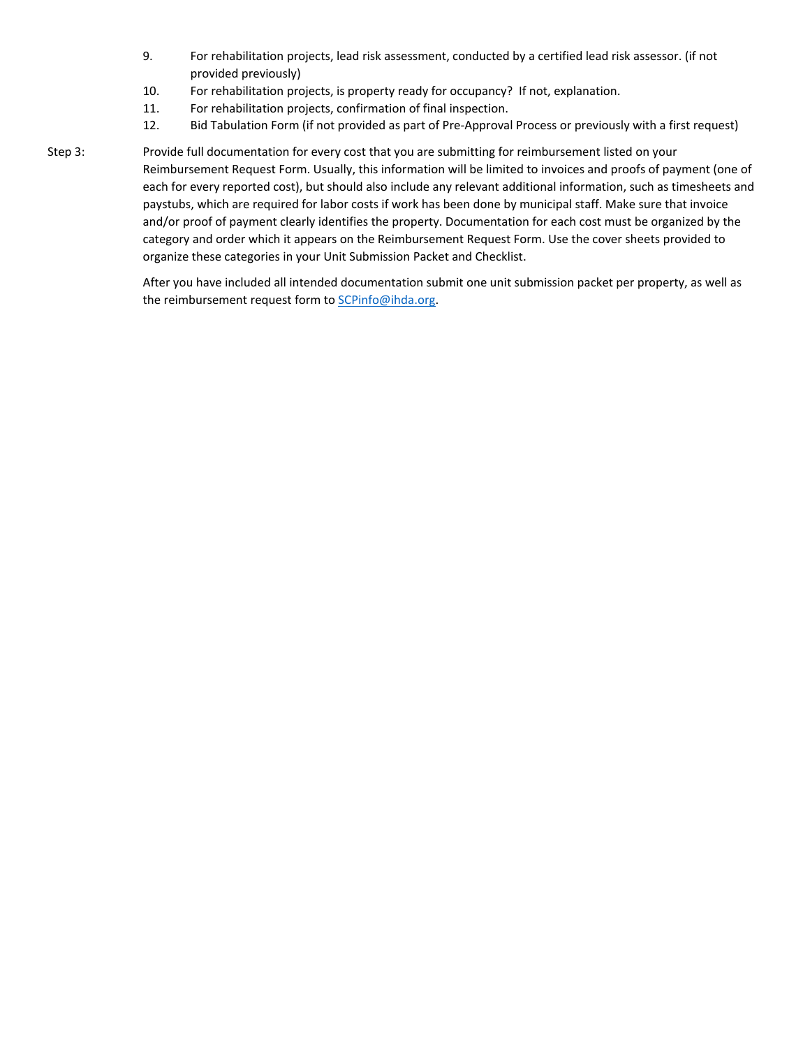9. For rehabilitation projects, lead risk assessment, conducted by a certified lead risk assessor. (if not provided previously)
10. For rehabilitation projects, is property ready for occupancy? If not, explanation.
11. For rehabilitation projects, confirmation of final inspection.
12. Bid Tabulation Form (if not provided as part of Pre-Approval Process or previously with a first request)

Step 3: Provide full documentation for every cost that you are submitting for reimbursement listed on your Reimbursement Request Form. Usually, this information will be limited to invoices and proofs of payment (one of each for every reported cost), but should also include any relevant additional information, such as timesheets and paystubs, which are required for labor costs if work has been done by municipal staff. Make sure that invoice and/or proof of payment clearly identifies the property. Documentation for each cost must be organized by the category and order which it appears on the Reimbursement Request Form. Use the cover sheets provided to organize these categories in your Unit Submission Packet and Checklist.

After you have included all intended documentation submit one unit submission packet per property, as well as the reimbursement request form to SCPinfo@ihda.org.